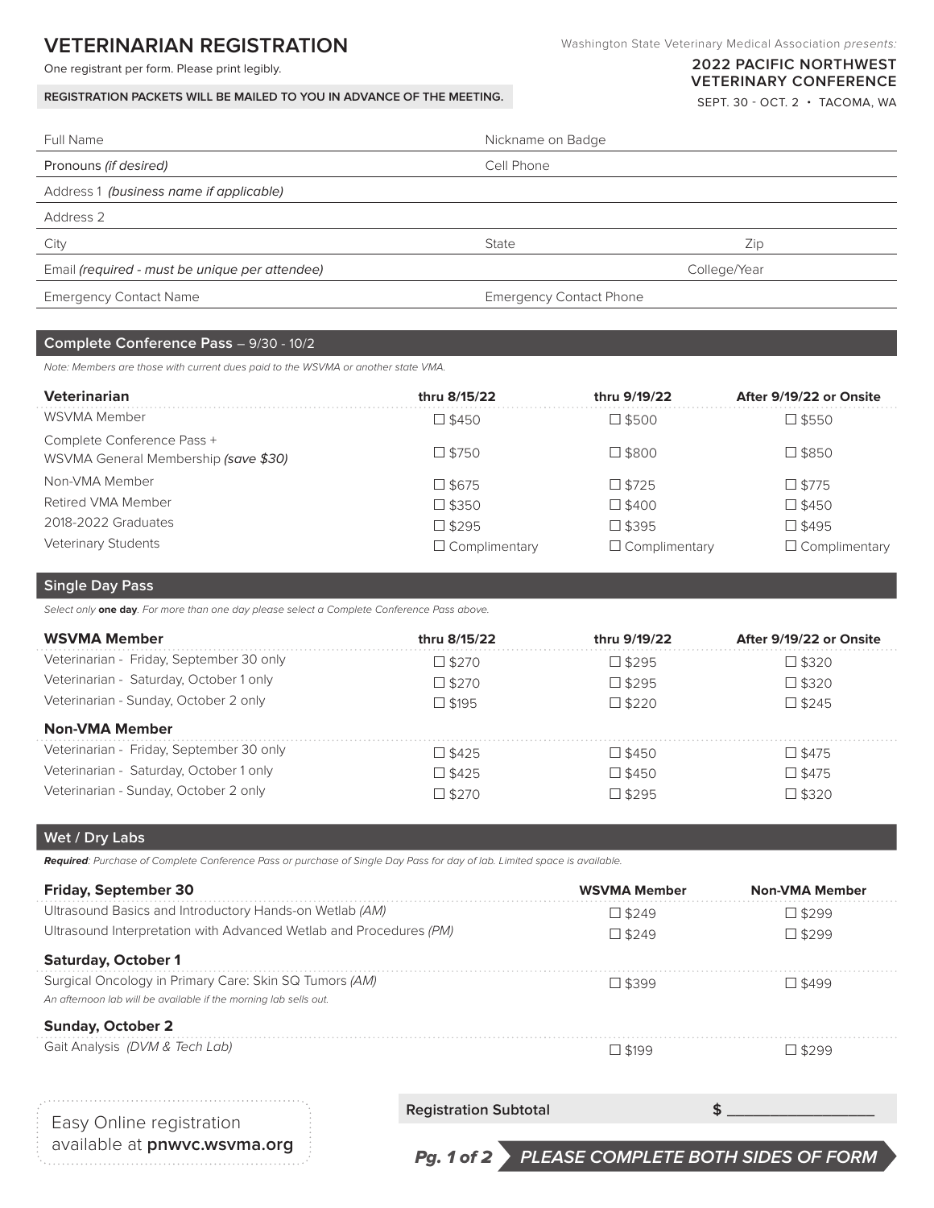# VETERINARIAN REGISTRATION

One registrant per form. Please print legibly.

**REGISTRATION PACKETS WILL BE MAILED TO YOU IN ADVANCE OF THE MEETING.**

Washington State Veterinary Medical Association *presents:*

**2022 PACIFIC NORTHWEST VETERINARY CONFERENCE**

SEPT. 30 - OCT. 2 • TACOMA, WA

| | |
|---|---|
| Full Name | Nickname on Badge |
| Pronouns *(if desired)* | Cell Phone |
| Address 1 *(business name if applicable)* | |
| Address 2 | |
| City | State / Zip |
| Email *(required - must be unique per attendee)* | College/Year |
| Emergency Contact Name | Emergency Contact Phone |

## Complete Conference Pass – 9/30 - 10/2

*Note: Members are those with current dues paid to the WSVMA or another state VMA.*

| Veterinarian | thru 8/15/22 | thru 9/19/22 | After 9/19/22 or Onsite |
|---|---|---|---|
| WSVMA Member | ☐ $450 | ☐ $500 | ☐ $550 |
| Complete Conference Pass + WSVMA General Membership *(save $30)* | ☐ $750 | ☐ $800 | ☐ $850 |
| Non-VMA Member | ☐ $675 | ☐ $725 | ☐ $775 |
| Retired VMA Member | ☐ $350 | ☐ $400 | ☐ $450 |
| 2018-2022 Graduates | ☐ $295 | ☐ $395 | ☐ $495 |
| Veterinary Students | ☐ Complimentary | ☐ Complimentary | ☐ Complimentary |

## Single Day Pass

*Select only* ***one day****. For more than one day please select a Complete Conference Pass above.*

| WSVMA Member | thru 8/15/22 | thru 9/19/22 | After 9/19/22 or Onsite |
|---|---|---|---|
| Veterinarian - Friday, September 30 only | ☐ $270 | ☐ $295 | ☐ $320 |
| Veterinarian - Saturday, October 1 only | ☐ $270 | ☐ $295 | ☐ $320 |
| Veterinarian - Sunday, October 2 only | ☐ $195 | ☐ $220 | ☐ $245 |
| **Non-VMA Member** | | | |
| Veterinarian - Friday, September 30 only | ☐ $425 | ☐ $450 | ☐ $475 |
| Veterinarian - Saturday, October 1 only | ☐ $425 | ☐ $450 | ☐ $475 |
| Veterinarian - Sunday, October 2 only | ☐ $270 | ☐ $295 | ☐ $320 |

## Wet / Dry Labs

***Required****: Purchase of Complete Conference Pass or purchase of Single Day Pass for day of lab. Limited space is available.*

| Friday, September 30 | WSVMA Member | Non-VMA Member |
|---|---|---|
| Ultrasound Basics and Introductory Hands-on Wetlab *(AM)* | ☐ $249 | ☐ $299 |
| Ultrasound Interpretation with Advanced Wetlab and Procedures *(PM)* | ☐ $249 | ☐ $299 |
| **Saturday, October 1** | | |
| Surgical Oncology in Primary Care: Skin SQ Tumors *(AM)* *An afternoon lab will be available if the morning lab sells out.* | ☐ $399 | ☐ $499 |
| **Sunday, October 2** | | |
| Gait Analysis *(DVM & Tech Lab)* | ☐ $199 | ☐ $299 |

Easy Online registration available at **pnwvc.wsvma.org**

**Registration Subtotal** $ ________________

***PLEASE COMPLETE BOTH SIDES OF FORM***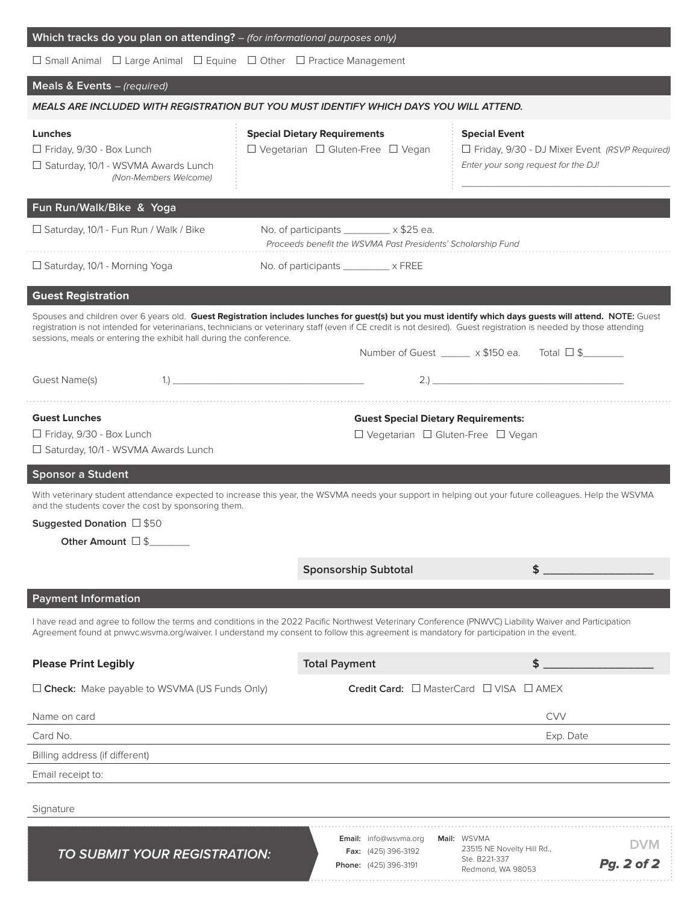## Which tracks do you plan on attending? – *(for informational purposes only)*

☐ Small Animal ☐ Large Animal ☐ Equine ☐ Other ☐ Practice Management

## Meals & Events – *(required)*

***MEALS ARE INCLUDED WITH REGISTRATION BUT YOU MUST IDENTIFY WHICH DAYS YOU WILL ATTEND.***

**Lunches**

☐ Friday, 9/30 - Box Lunch

☐ Saturday, 10/1 - WSVMA Awards Lunch *(Non-Members Welcome)*

**Special Dietary Requirements**

☐ Vegetarian ☐ Gluten-Free ☐ Vegan

**Special Event**

☐ Friday, 9/30 - DJ Mixer Event *(RSVP Required)*

*Enter your song request for the DJ!*

___________________________

## Fun Run/Walk/Bike & Yoga

☐ Saturday, 10/1 - Fun Run / Walk / Bike — No. of participants _________ x $25 ea.

*Proceeds benefit the WSVMA Past Presidents' Scholarship Fund*

☐ Saturday, 10/1 - Morning Yoga — No. of participants _________ x FREE

## Guest Registration

Spouses and children over 6 years old. **Guest Registration includes lunches for guest(s) but you must identify which days guests will attend. NOTE:** Guest registration is not intended for veterinarians, technicians or veterinary staff (even if CE credit is not desired). Guest registration is needed by those attending sessions, meals or entering the exhibit hall during the conference.

Number of Guest ______ x $150 ea. Total ☐ $________

Guest Name(s) 1.) ___________________________ 2.) ___________________________

**Guest Lunches**

☐ Friday, 9/30 - Box Lunch

☐ Saturday, 10/1 - WSVMA Awards Lunch

**Guest Special Dietary Requirements:**

☐ Vegetarian ☐ Gluten-Free ☐ Vegan

## Sponsor a Student

With veterinary student attendance expected to increase this year, the WSVMA needs your support in helping out your future colleagues. Help the WSVMA and the students cover the cost by sponsoring them.

**Suggested Donation** ☐ $50

**Other Amount** ☐ $________

**Sponsorship Subtotal** $ ___________________

## Payment Information

I have read and agree to follow the terms and conditions in the 2022 Pacific Northwest Veterinary Conference (PNWVC) Liability Waiver and Participation Agreement found at pnwvc.wsvma.org/waiver. I understand my consent to follow this agreement is mandatory for participation in the event.

**Please Print Legibly**

**Total Payment** $ ___________________

☐ **Check:** Make payable to WSVMA (US Funds Only)

**Credit Card:** ☐ MasterCard ☐ VISA ☐ AMEX

Name on card ___________________ CVV ________

Card No. ___________________ Exp. Date ________

Billing address (if different) ___________________

Email receipt to: ___________________

Signature ___________________

***TO SUBMIT YOUR REGISTRATION:***

**Email:** info@wsvma.org
**Fax:** (425) 396-3192
**Phone:** (425) 396-3191

**Mail:** WSVMA
23515 NE Novelty Hill Rd.,
Ste. B221-337
Redmond, WA 98053

DVM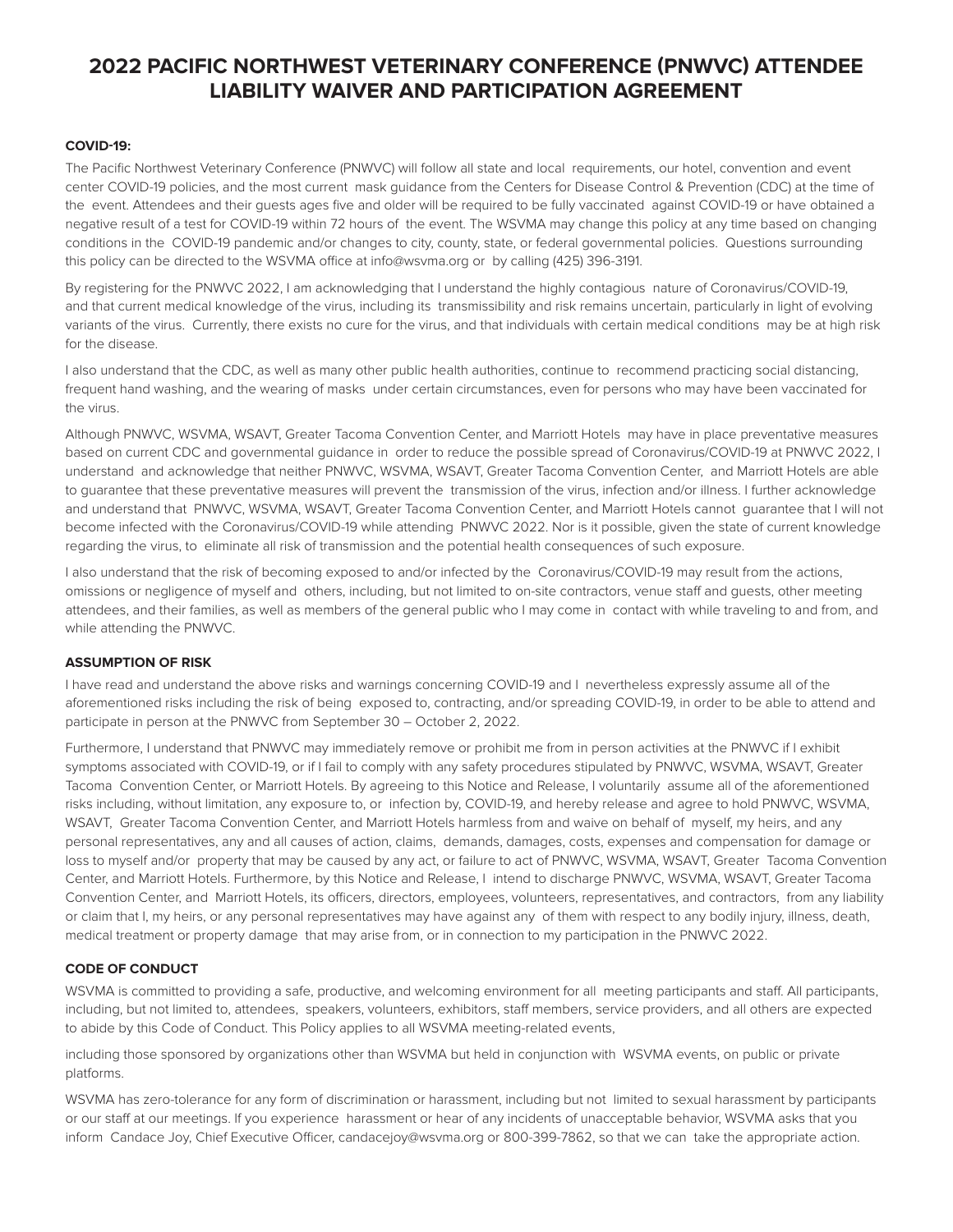# 2022 PACIFIC NORTHWEST VETERINARY CONFERENCE (PNWVC) ATTENDEE LIABILITY WAIVER AND PARTICIPATION AGREEMENT

**COVID-19:**

The Pacific Northwest Veterinary Conference (PNWVC) will follow all state and local requirements, our hotel, convention and event center COVID-19 policies, and the most current mask guidance from the Centers for Disease Control & Prevention (CDC) at the time of the event. Attendees and their guests ages five and older will be required to be fully vaccinated against COVID-19 or have obtained a negative result of a test for COVID-19 within 72 hours of the event. The WSVMA may change this policy at any time based on changing conditions in the COVID-19 pandemic and/or changes to city, county, state, or federal governmental policies. Questions surrounding this policy can be directed to the WSVMA office at info@wsvma.org or by calling (425) 396-3191.

By registering for the PNWVC 2022, I am acknowledging that I understand the highly contagious nature of Coronavirus/COVID-19, and that current medical knowledge of the virus, including its transmissibility and risk remains uncertain, particularly in light of evolving variants of the virus. Currently, there exists no cure for the virus, and that individuals with certain medical conditions may be at high risk for the disease.

I also understand that the CDC, as well as many other public health authorities, continue to recommend practicing social distancing, frequent hand washing, and the wearing of masks under certain circumstances, even for persons who may have been vaccinated for the virus.

Although PNWVC, WSVMA, WSAVT, Greater Tacoma Convention Center, and Marriott Hotels may have in place preventative measures based on current CDC and governmental guidance in order to reduce the possible spread of Coronavirus/COVID-19 at PNWVC 2022, I understand and acknowledge that neither PNWVC, WSVMA, WSAVT, Greater Tacoma Convention Center, and Marriott Hotels are able to guarantee that these preventative measures will prevent the transmission of the virus, infection and/or illness. I further acknowledge and understand that PNWVC, WSVMA, WSAVT, Greater Tacoma Convention Center, and Marriott Hotels cannot guarantee that I will not become infected with the Coronavirus/COVID-19 while attending PNWVC 2022. Nor is it possible, given the state of current knowledge regarding the virus, to eliminate all risk of transmission and the potential health consequences of such exposure.

I also understand that the risk of becoming exposed to and/or infected by the Coronavirus/COVID-19 may result from the actions, omissions or negligence of myself and others, including, but not limited to on-site contractors, venue staff and guests, other meeting attendees, and their families, as well as members of the general public who I may come in contact with while traveling to and from, and while attending the PNWVC.

**ASSUMPTION OF RISK**

I have read and understand the above risks and warnings concerning COVID-19 and I nevertheless expressly assume all of the aforementioned risks including the risk of being exposed to, contracting, and/or spreading COVID-19, in order to be able to attend and participate in person at the PNWVC from September 30 – October 2, 2022.

Furthermore, I understand that PNWVC may immediately remove or prohibit me from in person activities at the PNWVC if I exhibit symptoms associated with COVID-19, or if I fail to comply with any safety procedures stipulated by PNWVC, WSVMA, WSAVT, Greater Tacoma Convention Center, or Marriott Hotels. By agreeing to this Notice and Release, I voluntarily assume all of the aforementioned risks including, without limitation, any exposure to, or infection by, COVID-19, and hereby release and agree to hold PNWVC, WSVMA, WSAVT, Greater Tacoma Convention Center, and Marriott Hotels harmless from and waive on behalf of myself, my heirs, and any personal representatives, any and all causes of action, claims, demands, damages, costs, expenses and compensation for damage or loss to myself and/or property that may be caused by any act, or failure to act of PNWVC, WSVMA, WSAVT, Greater Tacoma Convention Center, and Marriott Hotels. Furthermore, by this Notice and Release, I intend to discharge PNWVC, WSVMA, WSAVT, Greater Tacoma Convention Center, and Marriott Hotels, its officers, directors, employees, volunteers, representatives, and contractors, from any liability or claim that I, my heirs, or any personal representatives may have against any of them with respect to any bodily injury, illness, death, medical treatment or property damage that may arise from, or in connection to my participation in the PNWVC 2022.

**CODE OF CONDUCT**

WSVMA is committed to providing a safe, productive, and welcoming environment for all meeting participants and staff. All participants, including, but not limited to, attendees, speakers, volunteers, exhibitors, staff members, service providers, and all others are expected to abide by this Code of Conduct. This Policy applies to all WSVMA meeting-related events,

including those sponsored by organizations other than WSVMA but held in conjunction with WSVMA events, on public or private platforms.

WSVMA has zero-tolerance for any form of discrimination or harassment, including but not limited to sexual harassment by participants or our staff at our meetings. If you experience harassment or hear of any incidents of unacceptable behavior, WSVMA asks that you inform Candace Joy, Chief Executive Officer, candacejoy@wsvma.org or 800-399-7862, so that we can take the appropriate action.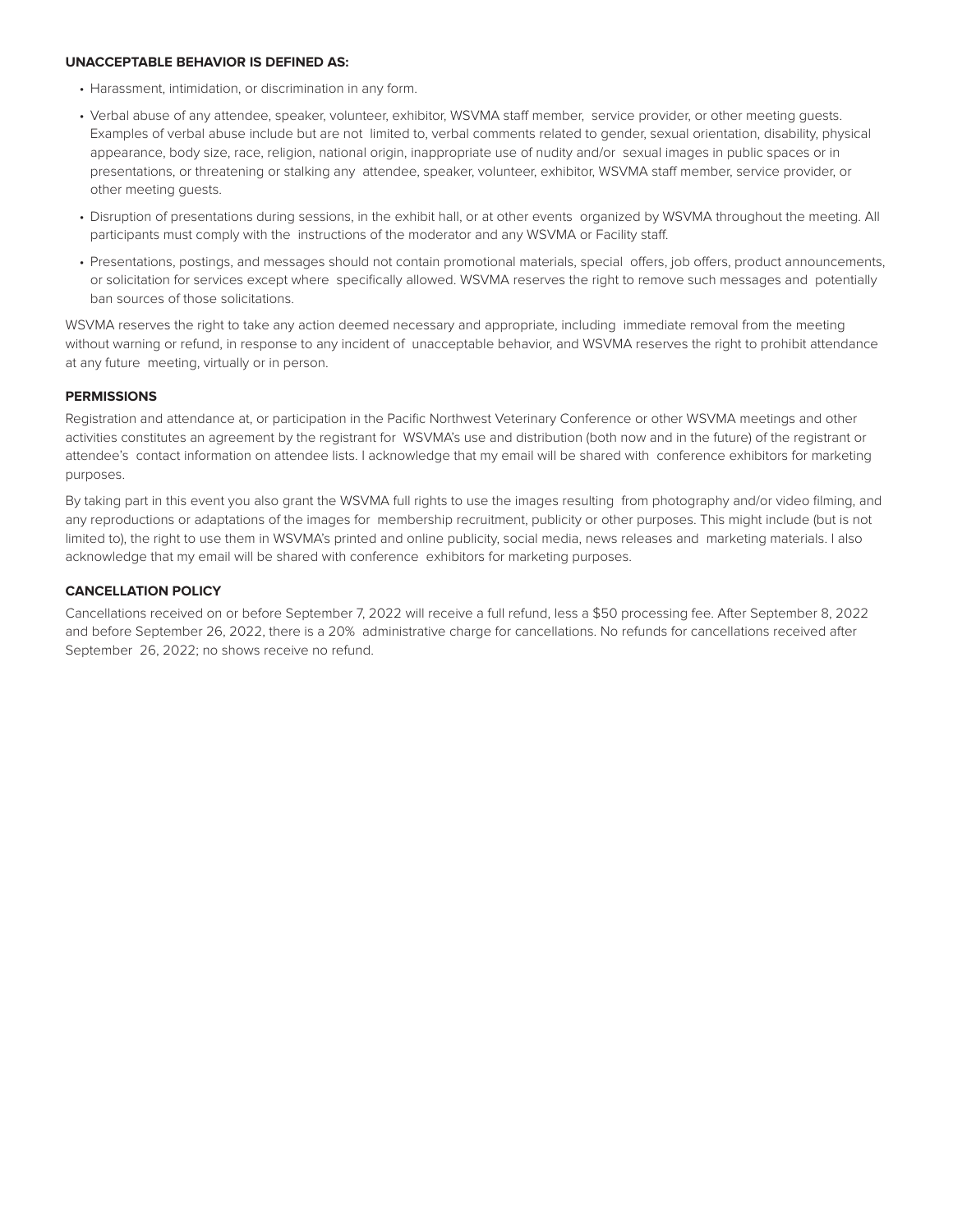**UNACCEPTABLE BEHAVIOR IS DEFINED AS:**

- Harassment, intimidation, or discrimination in any form.
- Verbal abuse of any attendee, speaker, volunteer, exhibitor, WSVMA staff member, service provider, or other meeting guests. Examples of verbal abuse include but are not limited to, verbal comments related to gender, sexual orientation, disability, physical appearance, body size, race, religion, national origin, inappropriate use of nudity and/or sexual images in public spaces or in presentations, or threatening or stalking any attendee, speaker, volunteer, exhibitor, WSVMA staff member, service provider, or other meeting guests.
- Disruption of presentations during sessions, in the exhibit hall, or at other events organized by WSVMA throughout the meeting. All participants must comply with the instructions of the moderator and any WSVMA or Facility staff.
- Presentations, postings, and messages should not contain promotional materials, special offers, job offers, product announcements, or solicitation for services except where specifically allowed. WSVMA reserves the right to remove such messages and potentially ban sources of those solicitations.

WSVMA reserves the right to take any action deemed necessary and appropriate, including immediate removal from the meeting without warning or refund, in response to any incident of unacceptable behavior, and WSVMA reserves the right to prohibit attendance at any future meeting, virtually or in person.

**PERMISSIONS**

Registration and attendance at, or participation in the Pacific Northwest Veterinary Conference or other WSVMA meetings and other activities constitutes an agreement by the registrant for WSVMA's use and distribution (both now and in the future) of the registrant or attendee's contact information on attendee lists. I acknowledge that my email will be shared with conference exhibitors for marketing purposes.

By taking part in this event you also grant the WSVMA full rights to use the images resulting from photography and/or video filming, and any reproductions or adaptations of the images for membership recruitment, publicity or other purposes. This might include (but is not limited to), the right to use them in WSVMA's printed and online publicity, social media, news releases and marketing materials. I also acknowledge that my email will be shared with conference exhibitors for marketing purposes.

**CANCELLATION POLICY**

Cancellations received on or before September 7, 2022 will receive a full refund, less a $50 processing fee. After September 8, 2022 and before September 26, 2022, there is a 20% administrative charge for cancellations. No refunds for cancellations received after September 26, 2022; no shows receive no refund.